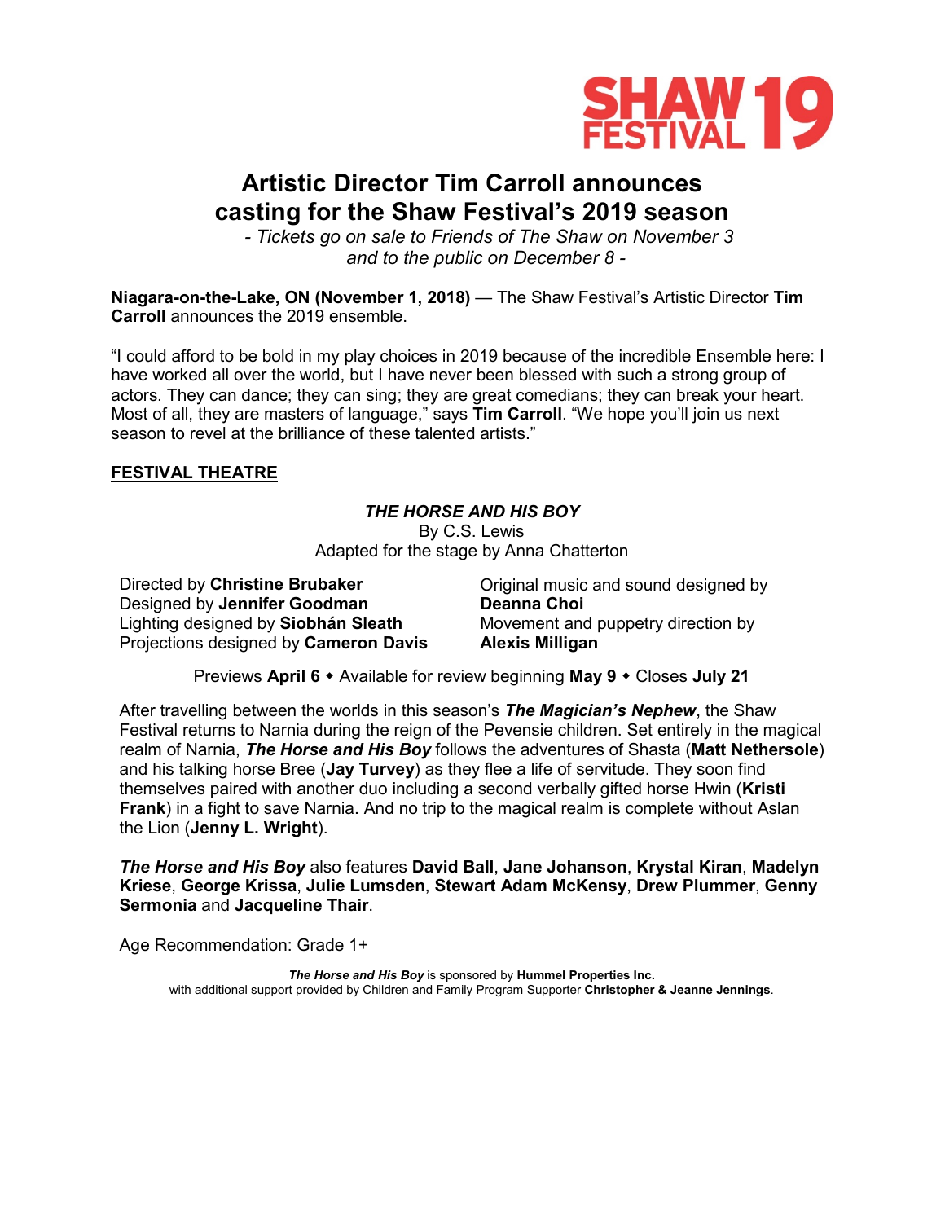SHAW FESTIVAL 19

# Artistic Director Tim Carroll announces casting for the Shaw Festival's 2019 season

*- Tickets go on sale to Friends of The Shaw on November 3 and to the public on December 8 -*

**Niagara-on-the-Lake, ON (November 1, 2018)** — The Shaw Festival's Artistic Director **Tim Carroll** announces the 2019 ensemble.

"I could afford to be bold in my play choices in 2019 because of the incredible Ensemble here: I have worked all over the world, but I have never been blessed with such a strong group of actors. They can dance; they can sing; they are great comedians; they can break your heart. Most of all, they are masters of language," says **Tim Carroll**. "We hope you'll join us next season to revel at the brilliance of these talented artists."

## FESTIVAL THEATRE

### *THE HORSE AND HIS BOY*

By C.S. Lewis
Adapted for the stage by Anna Chatterton

Directed by **Christine Brubaker**
Designed by **Jennifer Goodman**
Lighting designed by **Siobhán Sleath**
Projections designed by **Cameron Davis**
Original music and sound designed by **Deanna Choi**
Movement and puppetry direction by **Alexis Milligan**

Previews **April 6** ◆ Available for review beginning **May 9** ◆ Closes **July 21**

After travelling between the worlds in this season's ***The Magician's Nephew***, the Shaw Festival returns to Narnia during the reign of the Pevensie children. Set entirely in the magical realm of Narnia, ***The Horse and His Boy*** follows the adventures of Shasta (**Matt Nethersole**) and his talking horse Bree (**Jay Turvey**) as they flee a life of servitude. They soon find themselves paired with another duo including a second verbally gifted horse Hwin (**Kristi Frank**) in a fight to save Narnia. And no trip to the magical realm is complete without Aslan the Lion (**Jenny L. Wright**).

***The Horse and His Boy*** also features **David Ball**, **Jane Johanson**, **Krystal Kiran**, **Madelyn Kriese**, **George Krissa**, **Julie Lumsden**, **Stewart Adam McKensy**, **Drew Plummer**, **Genny Sermonia** and **Jacqueline Thair**.

Age Recommendation: Grade 1+

***The Horse and His Boy*** is sponsored by **Hummel Properties Inc.**
with additional support provided by Children and Family Program Supporter **Christopher & Jeanne Jennings**.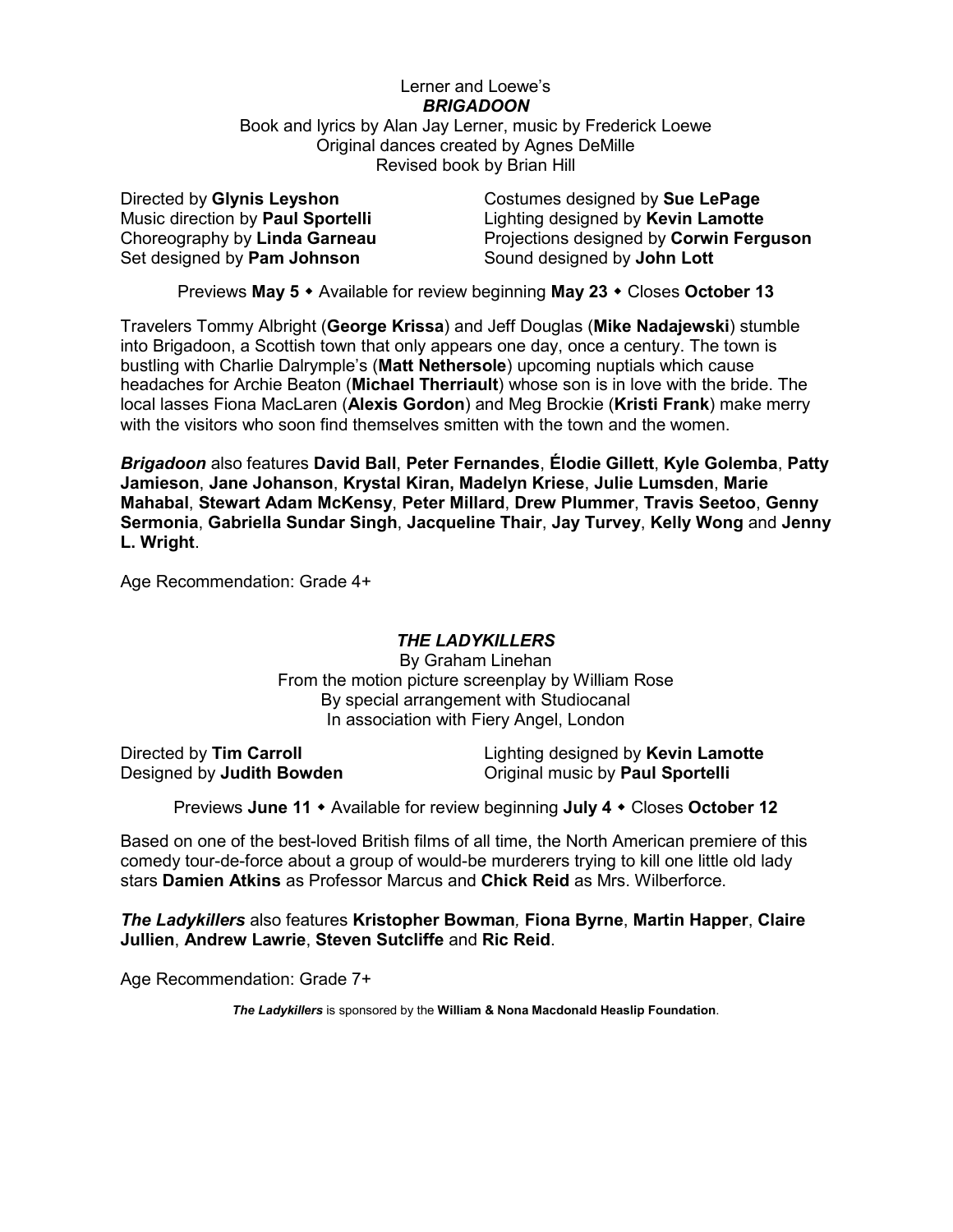Lerner and Loewe's
***BRIGADOON***
Book and lyrics by Alan Jay Lerner, music by Frederick Loewe
Original dances created by Agnes DeMille
Revised book by Brian Hill

Directed by **Glynis Leyshon**
Music direction by **Paul Sportelli**
Choreography by **Linda Garneau**
Set designed by **Pam Johnson**
Costumes designed by **Sue LePage**
Lighting designed by **Kevin Lamotte**
Projections designed by **Corwin Ferguson**
Sound designed by **John Lott**

Previews **May 5** ⬩ Available for review beginning **May 23** ⬩ Closes **October 13**

Travelers Tommy Albright (**George Krissa**) and Jeff Douglas (**Mike Nadajewski**) stumble into Brigadoon, a Scottish town that only appears one day, once a century. The town is bustling with Charlie Dalrymple's (**Matt Nethersole**) upcoming nuptials which cause headaches for Archie Beaton (**Michael Therriault**) whose son is in love with the bride. The local lasses Fiona MacLaren (**Alexis Gordon**) and Meg Brockie (**Kristi Frank**) make merry with the visitors who soon find themselves smitten with the town and the women.

***Brigadoon*** also features **David Ball**, **Peter Fernandes**, **Élodie Gillett**, **Kyle Golemba**, **Patty Jamieson**, **Jane Johanson**, **Krystal Kiran, Madelyn Kriese**, **Julie Lumsden**, **Marie Mahabal**, **Stewart Adam McKensy**, **Peter Millard**, **Drew Plummer**, **Travis Seetoo**, **Genny Sermonia**, **Gabriella Sundar Singh**, **Jacqueline Thair**, **Jay Turvey**, **Kelly Wong** and **Jenny L. Wright**.

Age Recommendation: Grade 4+

***THE LADYKILLERS***
By Graham Linehan
From the motion picture screenplay by William Rose
By special arrangement with Studiocanal
In association with Fiery Angel, London

Directed by **Tim Carroll**
Designed by **Judith Bowden**
Lighting designed by **Kevin Lamotte**
Original music by **Paul Sportelli**

Previews **June 11** ⬩ Available for review beginning **July 4** ⬩ Closes **October 12**

Based on one of the best-loved British films of all time, the North American premiere of this comedy tour-de-force about a group of would-be murderers trying to kill one little old lady stars **Damien Atkins** as Professor Marcus and **Chick Reid** as Mrs. Wilberforce.

***The Ladykillers*** also features **Kristopher Bowman***,* **Fiona Byrne**, **Martin Happer**, **Claire Jullien**, **Andrew Lawrie**, **Steven Sutcliffe** and **Ric Reid**.

Age Recommendation: Grade 7+

***The Ladykillers*** is sponsored by the **William & Nona Macdonald Heaslip Foundation**.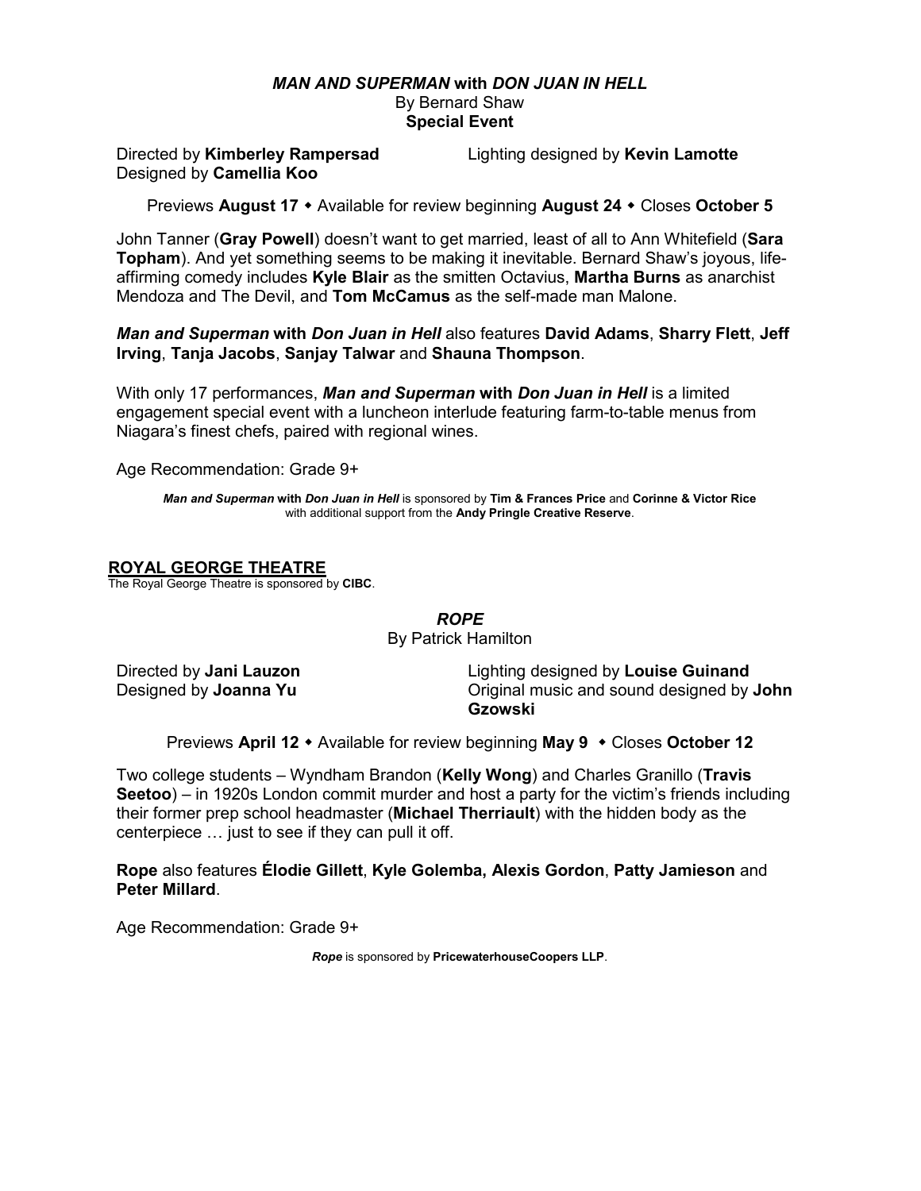### *MAN AND SUPERMAN* with *DON JUAN IN HELL*

By Bernard Shaw

**Special Event**

Directed by **Kimberley Rampersad**
Designed by **Camellia Koo**
Lighting designed by **Kevin Lamotte**

Previews **August 17** ⬩ Available for review beginning **August 24** ⬩ Closes **October 5**

John Tanner (**Gray Powell**) doesn't want to get married, least of all to Ann Whitefield (**Sara Topham**). And yet something seems to be making it inevitable. Bernard Shaw's joyous, life-affirming comedy includes **Kyle Blair** as the smitten Octavius, **Martha Burns** as anarchist Mendoza and The Devil, and **Tom McCamus** as the self-made man Malone.

***Man and Superman* with *Don Juan in Hell*** also features **David Adams**, **Sharry Flett**, **Jeff Irving**, **Tanja Jacobs**, **Sanjay Talwar** and **Shauna Thompson**.

With only 17 performances, ***Man and Superman* with *Don Juan in Hell*** is a limited engagement special event with a luncheon interlude featuring farm-to-table menus from Niagara's finest chefs, paired with regional wines.

Age Recommendation: Grade 9+

***Man and Superman* with *Don Juan in Hell*** is sponsored by **Tim & Frances Price** and **Corinne & Victor Rice** with additional support from the **Andy Pringle Creative Reserve**.

## ROYAL GEORGE THEATRE

The Royal George Theatre is sponsored by **CIBC**.

### *ROPE*

By Patrick Hamilton

Directed by **Jani Lauzon**
Designed by **Joanna Yu**
Lighting designed by **Louise Guinand**
Original music and sound designed by **John Gzowski**

Previews **April 12** ⬩ Available for review beginning **May 9** ⬩ Closes **October 12**

Two college students – Wyndham Brandon (**Kelly Wong**) and Charles Granillo (**Travis Seetoo**) – in 1920s London commit murder and host a party for the victim's friends including their former prep school headmaster (**Michael Therriault**) with the hidden body as the centerpiece … just to see if they can pull it off.

**Rope** also features **Élodie Gillett**, **Kyle Golemba, Alexis Gordon**, **Patty Jamieson** and **Peter Millard**.

Age Recommendation: Grade 9+

***Rope*** is sponsored by **PricewaterhouseCoopers LLP**.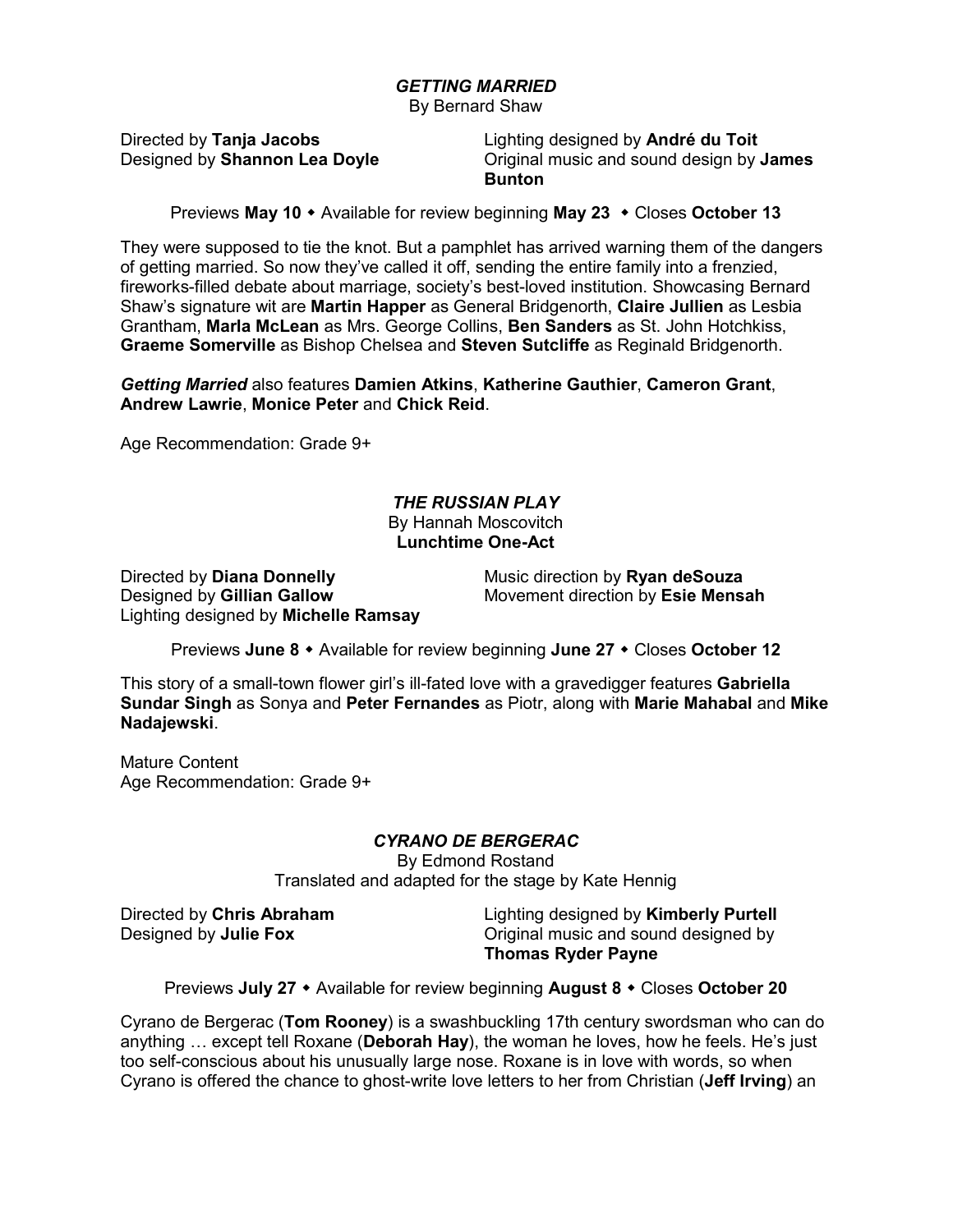## *GETTING MARRIED*

By Bernard Shaw

Directed by **Tanja Jacobs**
Designed by **Shannon Lea Doyle**
Lighting designed by **André du Toit**
Original music and sound design by **James Bunton**

Previews **May 10** ⬩ Available for review beginning **May 23** ⬩ Closes **October 13**

They were supposed to tie the knot. But a pamphlet has arrived warning them of the dangers of getting married. So now they've called it off, sending the entire family into a frenzied, fireworks-filled debate about marriage, society's best-loved institution. Showcasing Bernard Shaw's signature wit are **Martin Happer** as General Bridgenorth, **Claire Jullien** as Lesbia Grantham, **Marla McLean** as Mrs. George Collins, **Ben Sanders** as St. John Hotchkiss, **Graeme Somerville** as Bishop Chelsea and **Steven Sutcliffe** as Reginald Bridgenorth.

***Getting Married*** also features **Damien Atkins**, **Katherine Gauthier**, **Cameron Grant**, **Andrew Lawrie**, **Monice Peter** and **Chick Reid**.

Age Recommendation: Grade 9+

## *THE RUSSIAN PLAY*

By Hannah Moscovitch
**Lunchtime One-Act**

Directed by **Diana Donnelly**
Designed by **Gillian Gallow**
Lighting designed by **Michelle Ramsay**
Music direction by **Ryan deSouza**
Movement direction by **Esie Mensah**

Previews **June 8** ⬩ Available for review beginning **June 27** ⬩ Closes **October 12**

This story of a small-town flower girl's ill-fated love with a gravedigger features **Gabriella Sundar Singh** as Sonya and **Peter Fernandes** as Piotr, along with **Marie Mahabal** and **Mike Nadajewski**.

Mature Content
Age Recommendation: Grade 9+

## *CYRANO DE BERGERAC*

By Edmond Rostand
Translated and adapted for the stage by Kate Hennig

Directed by **Chris Abraham**
Designed by **Julie Fox**
Lighting designed by **Kimberly Purtell**
Original music and sound designed by **Thomas Ryder Payne**

Previews **July 27** ⬩ Available for review beginning **August 8** ⬩ Closes **October 20**

Cyrano de Bergerac (**Tom Rooney**) is a swashbuckling 17th century swordsman who can do anything … except tell Roxane (**Deborah Hay**), the woman he loves, how he feels. He's just too self-conscious about his unusually large nose. Roxane is in love with words, so when Cyrano is offered the chance to ghost-write love letters to her from Christian (**Jeff Irving**) an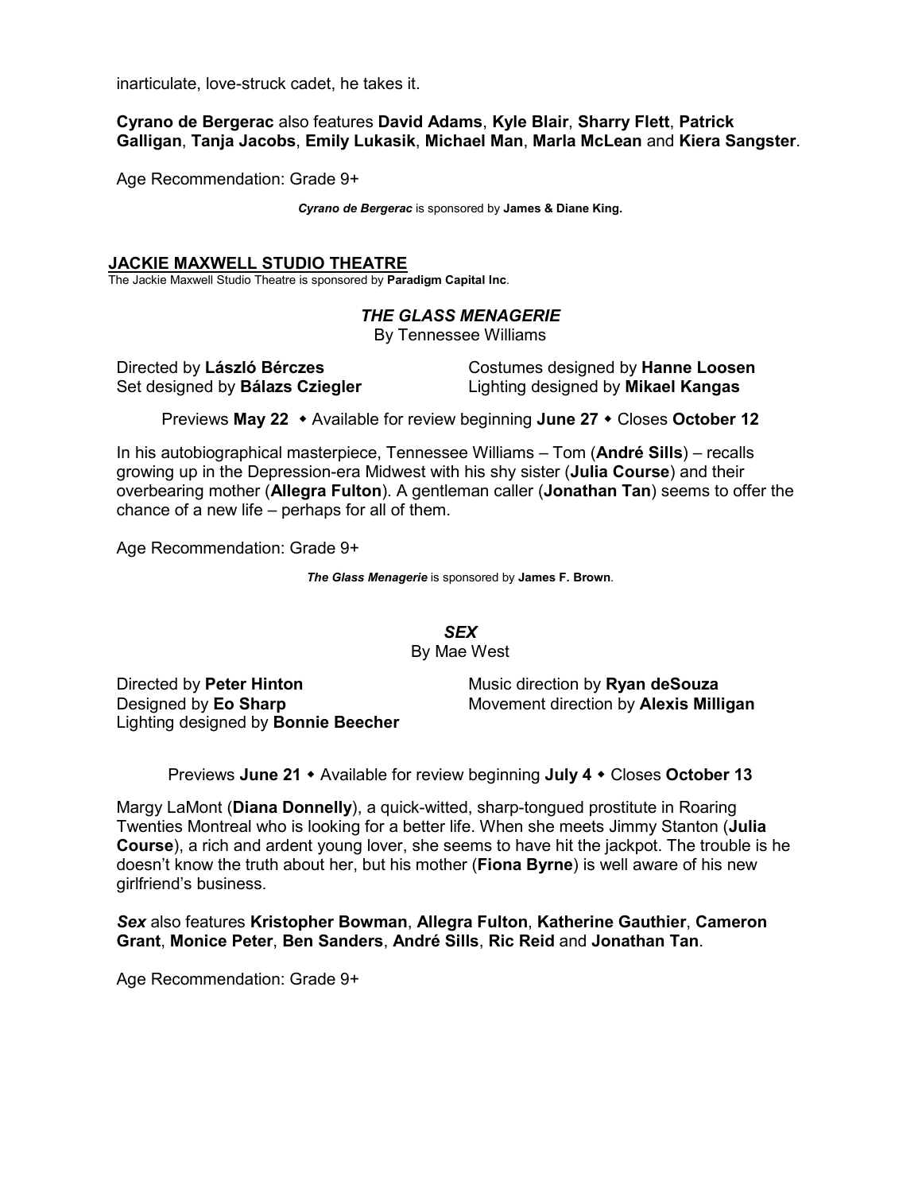inarticulate, love-struck cadet, he takes it.

**Cyrano de Bergerac** also features **David Adams**, **Kyle Blair**, **Sharry Flett**, **Patrick Galligan**, **Tanja Jacobs**, **Emily Lukasik**, **Michael Man**, **Marla McLean** and **Kiera Sangster**.

Age Recommendation: Grade 9+

***Cyrano de Bergerac*** is sponsored by **James & Diane King.**

## JACKIE MAXWELL STUDIO THEATRE

The Jackie Maxwell Studio Theatre is sponsored by **Paradigm Capital Inc**.

### *THE GLASS MENAGERIE*

By Tennessee Williams

Directed by **László Bérczes**
Set designed by **Bálazs Cziegler**
Costumes designed by **Hanne Loosen**
Lighting designed by **Mikael Kangas**

Previews **May 22** ◆ Available for review beginning **June 27** ◆ Closes **October 12**

In his autobiographical masterpiece, Tennessee Williams – Tom (**André Sills**) – recalls growing up in the Depression-era Midwest with his shy sister (**Julia Course**) and their overbearing mother (**Allegra Fulton**). A gentleman caller (**Jonathan Tan**) seems to offer the chance of a new life – perhaps for all of them.

Age Recommendation: Grade 9+

***The Glass Menagerie*** is sponsored by **James F. Brown**.

### *SEX*

By Mae West

Directed by **Peter Hinton**
Designed by **Eo Sharp**
Lighting designed by **Bonnie Beecher**
Music direction by **Ryan deSouza**
Movement direction by **Alexis Milligan**

Previews **June 21** ◆ Available for review beginning **July 4** ◆ Closes **October 13**

Margy LaMont (**Diana Donnelly**), a quick-witted, sharp-tongued prostitute in Roaring Twenties Montreal who is looking for a better life. When she meets Jimmy Stanton (**Julia Course**), a rich and ardent young lover, she seems to have hit the jackpot. The trouble is he doesn't know the truth about her, but his mother (**Fiona Byrne**) is well aware of his new girlfriend's business.

***Sex*** also features **Kristopher Bowman**, **Allegra Fulton**, **Katherine Gauthier**, **Cameron Grant**, **Monice Peter**, **Ben Sanders**, **André Sills**, **Ric Reid** and **Jonathan Tan**.

Age Recommendation: Grade 9+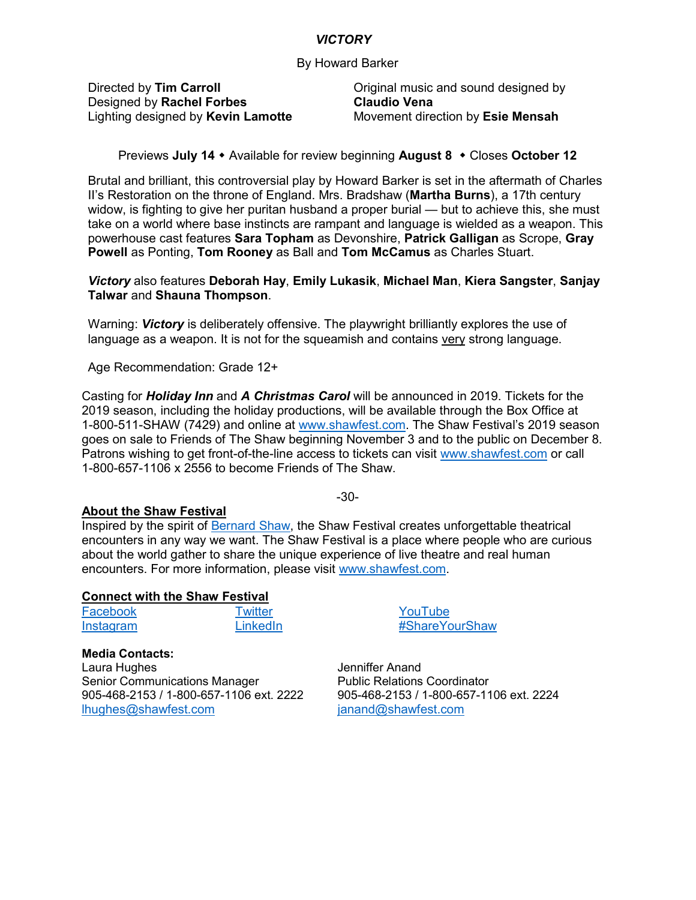## *VICTORY*

By Howard Barker

Directed by **Tim Carroll**
Designed by **Rachel Forbes**
Lighting designed by **Kevin Lamotte**

Original music and sound designed by **Claudio Vena**
Movement direction by **Esie Mensah**

Previews **July 14** ◆ Available for review beginning **August 8** ◆ Closes **October 12**

Brutal and brilliant, this controversial play by Howard Barker is set in the aftermath of Charles II's Restoration on the throne of England. Mrs. Bradshaw (**Martha Burns**), a 17th century widow, is fighting to give her puritan husband a proper burial — but to achieve this, she must take on a world where base instincts are rampant and language is wielded as a weapon. This powerhouse cast features **Sara Topham** as Devonshire, **Patrick Galligan** as Scrope, **Gray Powell** as Ponting, **Tom Rooney** as Ball and **Tom McCamus** as Charles Stuart.

***Victory*** also features **Deborah Hay**, **Emily Lukasik**, **Michael Man**, **Kiera Sangster**, **Sanjay Talwar** and **Shauna Thompson**.

Warning: ***Victory*** is deliberately offensive. The playwright brilliantly explores the use of language as a weapon. It is not for the squeamish and contains very strong language.

Age Recommendation: Grade 12+

Casting for ***Holiday Inn*** and ***A Christmas Carol*** will be announced in 2019. Tickets for the 2019 season, including the holiday productions, will be available through the Box Office at 1-800-511-SHAW (7429) and online at www.shawfest.com. The Shaw Festival's 2019 season goes on sale to Friends of The Shaw beginning November 3 and to the public on December 8. Patrons wishing to get front-of-the-line access to tickets can visit www.shawfest.com or call 1-800-657-1106 x 2556 to become Friends of The Shaw.

-30-

**About the Shaw Festival**
Inspired by the spirit of Bernard Shaw, the Shaw Festival creates unforgettable theatrical encounters in any way we want. The Shaw Festival is a place where people who are curious about the world gather to share the unique experience of live theatre and real human encounters. For more information, please visit www.shawfest.com.

**Connect with the Shaw Festival**
Facebook | Twitter | YouTube
Instagram | LinkedIn | #ShareYourShaw

**Media Contacts:**

Laura Hughes
Senior Communications Manager
905-468-2153 / 1-800-657-1106 ext. 2222
lhughes@shawfest.com

Jenniffer Anand
Public Relations Coordinator
905-468-2153 / 1-800-657-1106 ext. 2224
janand@shawfest.com